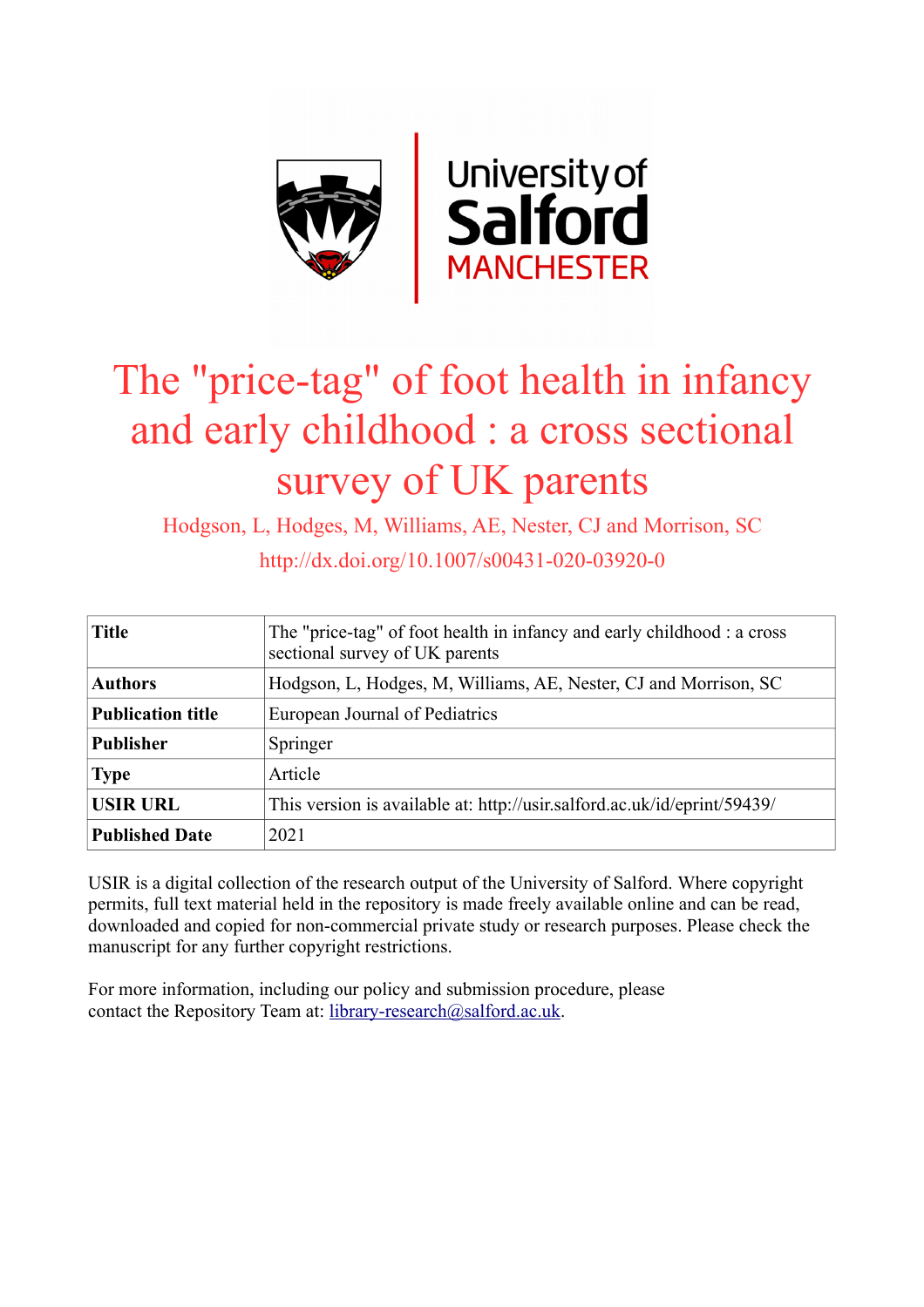# The "price-tag" of foot health in infancy and early childhood : a cross sectional survey of UK parents

Hodgson, L, Hodges, M, Williams, AE, Nester, CJ and Morrison, SC

http://dx.doi.org/10.1007/s00431-020-03920-0

| **Title** | The "price-tag" of foot health in infancy and early childhood : a cross sectional survey of UK parents |
|---|---|
| **Authors** | Hodgson, L, Hodges, M, Williams, AE, Nester, CJ and Morrison, SC |
| **Publication title** | European Journal of Pediatrics |
| **Publisher** | Springer |
| **Type** | Article |
| **USIR URL** | This version is available at: http://usir.salford.ac.uk/id/eprint/59439/ |
| **Published Date** | 2021 |

USIR is a digital collection of the research output of the University of Salford. Where copyright permits, full text material held in the repository is made freely available online and can be read, downloaded and copied for non-commercial private study or research purposes. Please check the manuscript for any further copyright restrictions.

For more information, including our policy and submission procedure, please contact the Repository Team at: library-research@salford.ac.uk.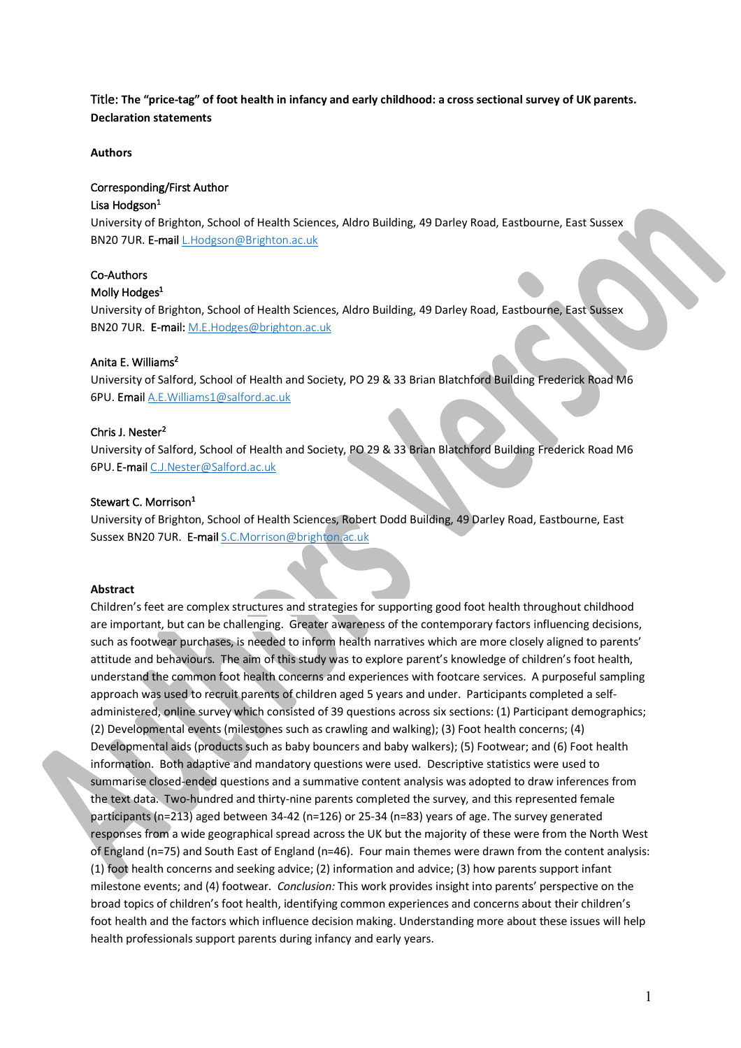Title: **The "price-tag" of foot health in infancy and early childhood: a cross sectional survey of UK parents.**

**Declaration statements**

**Authors**

Corresponding/First Author

Lisa Hodgson[1]

University of Brighton, School of Health Sciences, Aldro Building, 49 Darley Road, Eastbourne, East Sussex BN20 7UR. E-mail L.Hodgson@Brighton.ac.uk

Co-Authors

Molly Hodges[1]

University of Brighton, School of Health Sciences, Aldro Building, 49 Darley Road, Eastbourne, East Sussex BN20 7UR. E-mail: M.E.Hodges@brighton.ac.uk

Anita E. Williams[2]

University of Salford, School of Health and Society, PO 29 & 33 Brian Blatchford Building Frederick Road M6 6PU. Email A.E.Williams1@salford.ac.uk

Chris J. Nester[2]

University of Salford, School of Health and Society, PO 29 & 33 Brian Blatchford Building Frederick Road M6 6PU. E-mail C.J.Nester@Salford.ac.uk

Stewart C. Morrison[1]

University of Brighton, School of Health Sciences, Robert Dodd Building, 49 Darley Road, Eastbourne, East Sussex BN20 7UR. E-mail S.C.Morrison@brighton.ac.uk

**Abstract**

Children's feet are complex structures and strategies for supporting good foot health throughout childhood are important, but can be challenging. Greater awareness of the contemporary factors influencing decisions, such as footwear purchases, is needed to inform health narratives which are more closely aligned to parents' attitude and behaviours. The aim of this study was to explore parent's knowledge of children's foot health, understand the common foot health concerns and experiences with footcare services. A purposeful sampling approach was used to recruit parents of children aged 5 years and under. Participants completed a self-administered, online survey which consisted of 39 questions across six sections: (1) Participant demographics; (2) Developmental events (milestones such as crawling and walking); (3) Foot health concerns; (4) Developmental aids (products such as baby bouncers and baby walkers); (5) Footwear; and (6) Foot health information. Both adaptive and mandatory questions were used. Descriptive statistics were used to summarise closed-ended questions and a summative content analysis was adopted to draw inferences from the text data. Two-hundred and thirty-nine parents completed the survey, and this represented female participants (n=213) aged between 34-42 (n=126) or 25-34 (n=83) years of age. The survey generated responses from a wide geographical spread across the UK but the majority of these were from the North West of England (n=75) and South East of England (n=46). Four main themes were drawn from the content analysis: (1) foot health concerns and seeking advice; (2) information and advice; (3) how parents support infant milestone events; and (4) footwear. *Conclusion:* This work provides insight into parents' perspective on the broad topics of children's foot health, identifying common experiences and concerns about their children's foot health and the factors which influence decision making. Understanding more about these issues will help health professionals support parents during infancy and early years.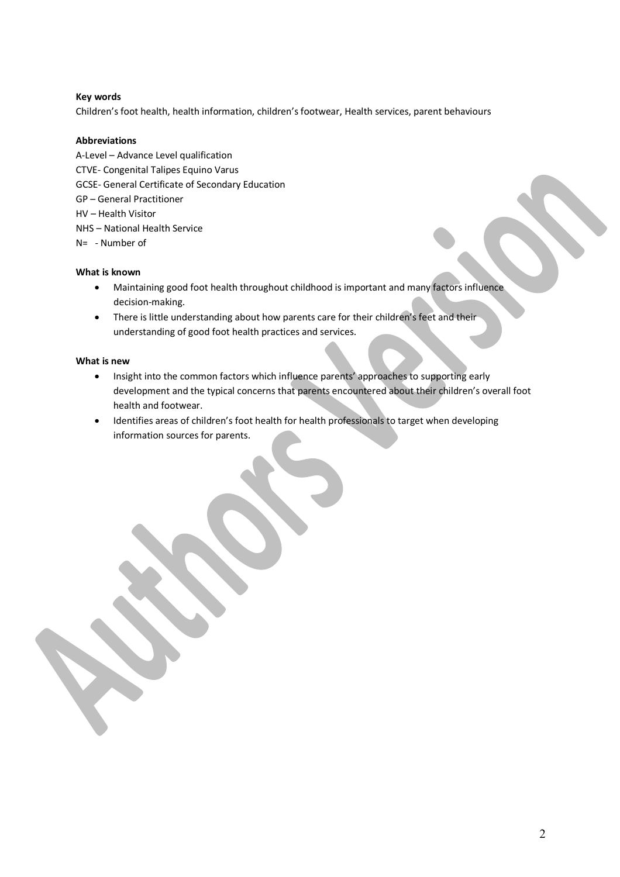**Key words**

Children's foot health, health information, children's footwear, Health services, parent behaviours

**Abbreviations**

A-Level – Advance Level qualification
CTVE- Congenital Talipes Equino Varus
GCSE- General Certificate of Secondary Education
GP – General Practitioner
HV – Health Visitor
NHS – National Health Service
N= - Number of

**What is known**

- Maintaining good foot health throughout childhood is important and many factors influence decision-making.
- There is little understanding about how parents care for their children's feet and their understanding of good foot health practices and services.

**What is new**

- Insight into the common factors which influence parents' approaches to supporting early development and the typical concerns that parents encountered about their children's overall foot health and footwear.
- Identifies areas of children's foot health for health professionals to target when developing information sources for parents.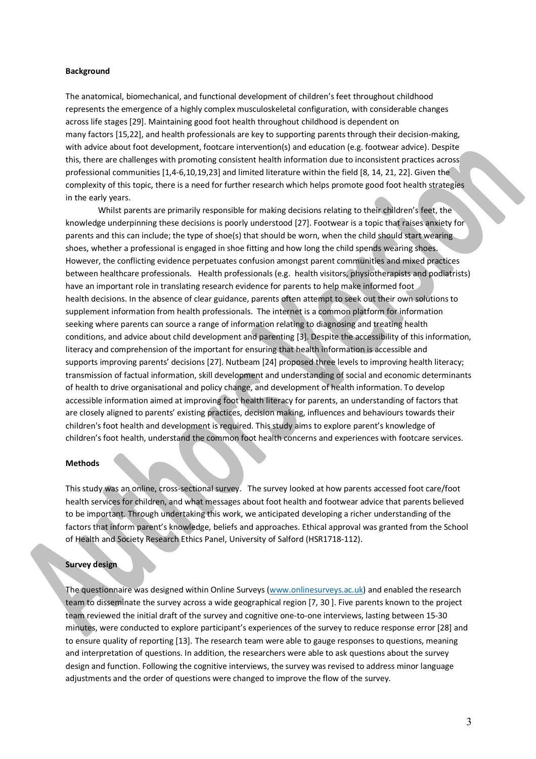**Background**

The anatomical, biomechanical, and functional development of children's feet throughout childhood represents the emergence of a highly complex musculoskeletal configuration, with considerable changes across life stages [29]. Maintaining good foot health throughout childhood is dependent on many factors [15,22], and health professionals are key to supporting parents through their decision-making, with advice about foot development, footcare intervention(s) and education (e.g. footwear advice). Despite this, there are challenges with promoting consistent health information due to inconsistent practices across professional communities [1,4-6,10,19,23] and limited literature within the field [8, 14, 21, 22]. Given the complexity of this topic, there is a need for further research which helps promote good foot health strategies in the early years.

Whilst parents are primarily responsible for making decisions relating to their children's feet, the knowledge underpinning these decisions is poorly understood [27]. Footwear is a topic that raises anxiety for parents and this can include; the type of shoe(s) that should be worn, when the child should start wearing shoes, whether a professional is engaged in shoe fitting and how long the child spends wearing shoes. However, the conflicting evidence perpetuates confusion amongst parent communities and mixed practices between healthcare professionals. Health professionals (e.g. health visitors, physiotherapists and podiatrists) have an important role in translating research evidence for parents to help make informed foot health decisions. In the absence of clear guidance, parents often attempt to seek out their own solutions to supplement information from health professionals. The internet is a common platform for information seeking where parents can source a range of information relating to diagnosing and treating health conditions, and advice about child development and parenting [3]. Despite the accessibility of this information, literacy and comprehension of the important for ensuring that health information is accessible and supports improving parents' decisions [27]. Nutbeam [24] proposed three levels to improving health literacy; transmission of factual information, skill development and understanding of social and economic determinants of health to drive organisational and policy change, and development of health information. To develop accessible information aimed at improving foot health literacy for parents, an understanding of factors that are closely aligned to parents' existing practices, decision making, influences and behaviours towards their children's foot health and development is required. This study aims to explore parent's knowledge of children's foot health, understand the common foot health concerns and experiences with footcare services.

**Methods**

This study was an online, cross-sectional survey. The survey looked at how parents accessed foot care/foot health services for children, and what messages about foot health and footwear advice that parents believed to be important. Through undertaking this work, we anticipated developing a richer understanding of the factors that inform parent's knowledge, beliefs and approaches. Ethical approval was granted from the School of Health and Society Research Ethics Panel, University of Salford (HSR1718-112).

**Survey design**

The questionnaire was designed within Online Surveys (www.onlinesurveys.ac.uk) and enabled the research team to disseminate the survey across a wide geographical region [7, 30 ]. Five parents known to the project team reviewed the initial draft of the survey and cognitive one-to-one interviews, lasting between 15-30 minutes, were conducted to explore participant's experiences of the survey to reduce response error [28] and to ensure quality of reporting [13]. The research team were able to gauge responses to questions, meaning and interpretation of questions. In addition, the researchers were able to ask questions about the survey design and function. Following the cognitive interviews, the survey was revised to address minor language adjustments and the order of questions were changed to improve the flow of the survey.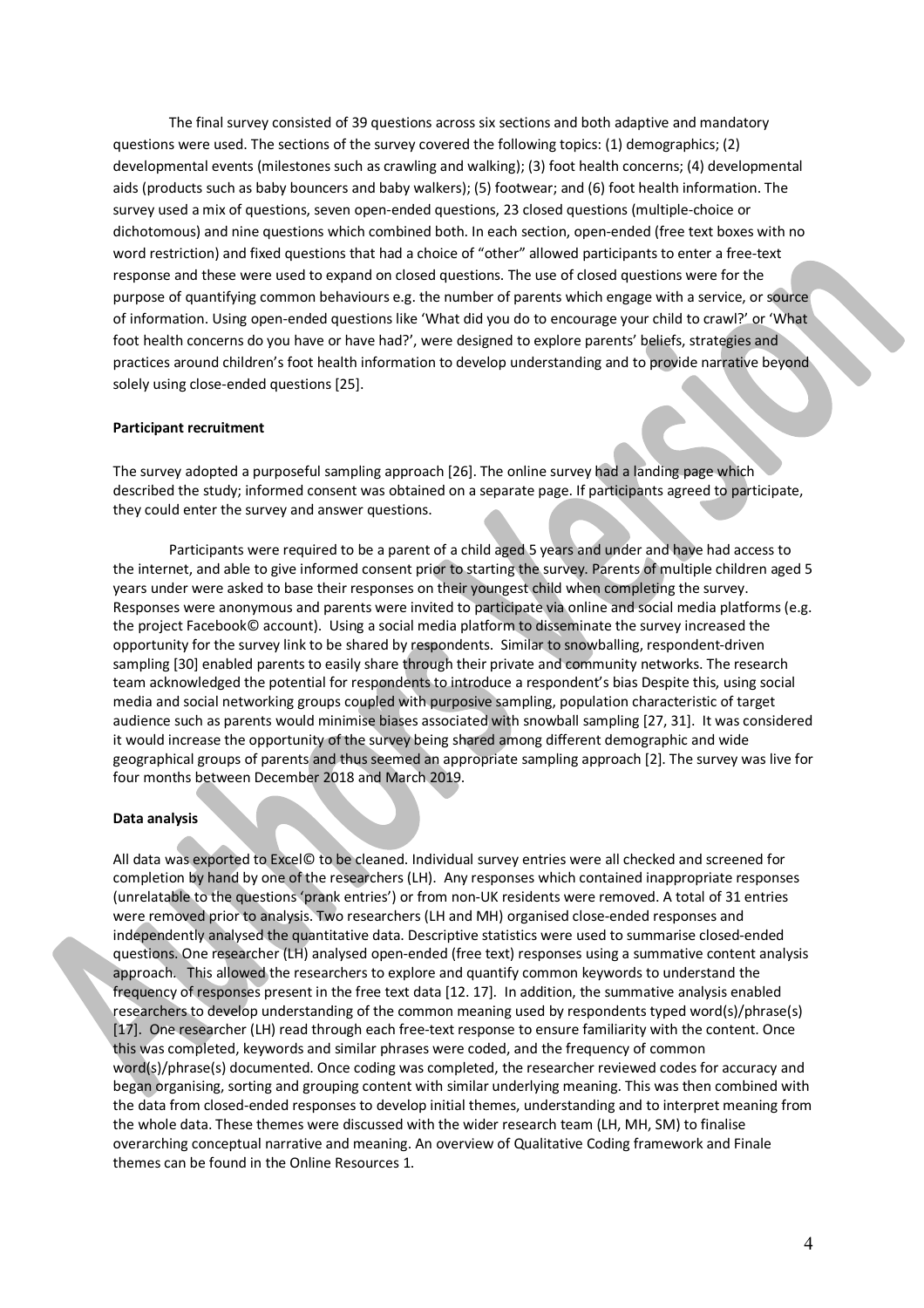The final survey consisted of 39 questions across six sections and both adaptive and mandatory questions were used. The sections of the survey covered the following topics: (1) demographics; (2) developmental events (milestones such as crawling and walking); (3) foot health concerns; (4) developmental aids (products such as baby bouncers and baby walkers); (5) footwear; and (6) foot health information. The survey used a mix of questions, seven open-ended questions, 23 closed questions (multiple-choice or dichotomous) and nine questions which combined both. In each section, open-ended (free text boxes with no word restriction) and fixed questions that had a choice of "other" allowed participants to enter a free-text response and these were used to expand on closed questions. The use of closed questions were for the purpose of quantifying common behaviours e.g. the number of parents which engage with a service, or source of information. Using open-ended questions like 'What did you do to encourage your child to crawl?' or 'What foot health concerns do you have or have had?', were designed to explore parents' beliefs, strategies and practices around children's foot health information to develop understanding and to provide narrative beyond solely using close-ended questions [25].

**Participant recruitment**

The survey adopted a purposeful sampling approach [26]. The online survey had a landing page which described the study; informed consent was obtained on a separate page. If participants agreed to participate, they could enter the survey and answer questions.

Participants were required to be a parent of a child aged 5 years and under and have had access to the internet, and able to give informed consent prior to starting the survey. Parents of multiple children aged 5 years under were asked to base their responses on their youngest child when completing the survey. Responses were anonymous and parents were invited to participate via online and social media platforms (e.g. the project Facebook© account). Using a social media platform to disseminate the survey increased the opportunity for the survey link to be shared by respondents. Similar to snowballing, respondent-driven sampling [30] enabled parents to easily share through their private and community networks. The research team acknowledged the potential for respondents to introduce a respondent's bias Despite this, using social media and social networking groups coupled with purposive sampling, population characteristic of target audience such as parents would minimise biases associated with snowball sampling [27, 31]. It was considered it would increase the opportunity of the survey being shared among different demographic and wide geographical groups of parents and thus seemed an appropriate sampling approach [2]. The survey was live for four months between December 2018 and March 2019.

**Data analysis**

All data was exported to Excel© to be cleaned. Individual survey entries were all checked and screened for completion by hand by one of the researchers (LH). Any responses which contained inappropriate responses (unrelatable to the questions 'prank entries') or from non-UK residents were removed. A total of 31 entries were removed prior to analysis. Two researchers (LH and MH) organised close-ended responses and independently analysed the quantitative data. Descriptive statistics were used to summarise closed-ended questions. One researcher (LH) analysed open-ended (free text) responses using a summative content analysis approach. This allowed the researchers to explore and quantify common keywords to understand the frequency of responses present in the free text data [12. 17]. In addition, the summative analysis enabled researchers to develop understanding of the common meaning used by respondents typed word(s)/phrase(s) [17]. One researcher (LH) read through each free-text response to ensure familiarity with the content. Once this was completed, keywords and similar phrases were coded, and the frequency of common word(s)/phrase(s) documented. Once coding was completed, the researcher reviewed codes for accuracy and began organising, sorting and grouping content with similar underlying meaning. This was then combined with the data from closed-ended responses to develop initial themes, understanding and to interpret meaning from the whole data. These themes were discussed with the wider research team (LH, MH, SM) to finalise overarching conceptual narrative and meaning. An overview of Qualitative Coding framework and Finale themes can be found in the Online Resources 1.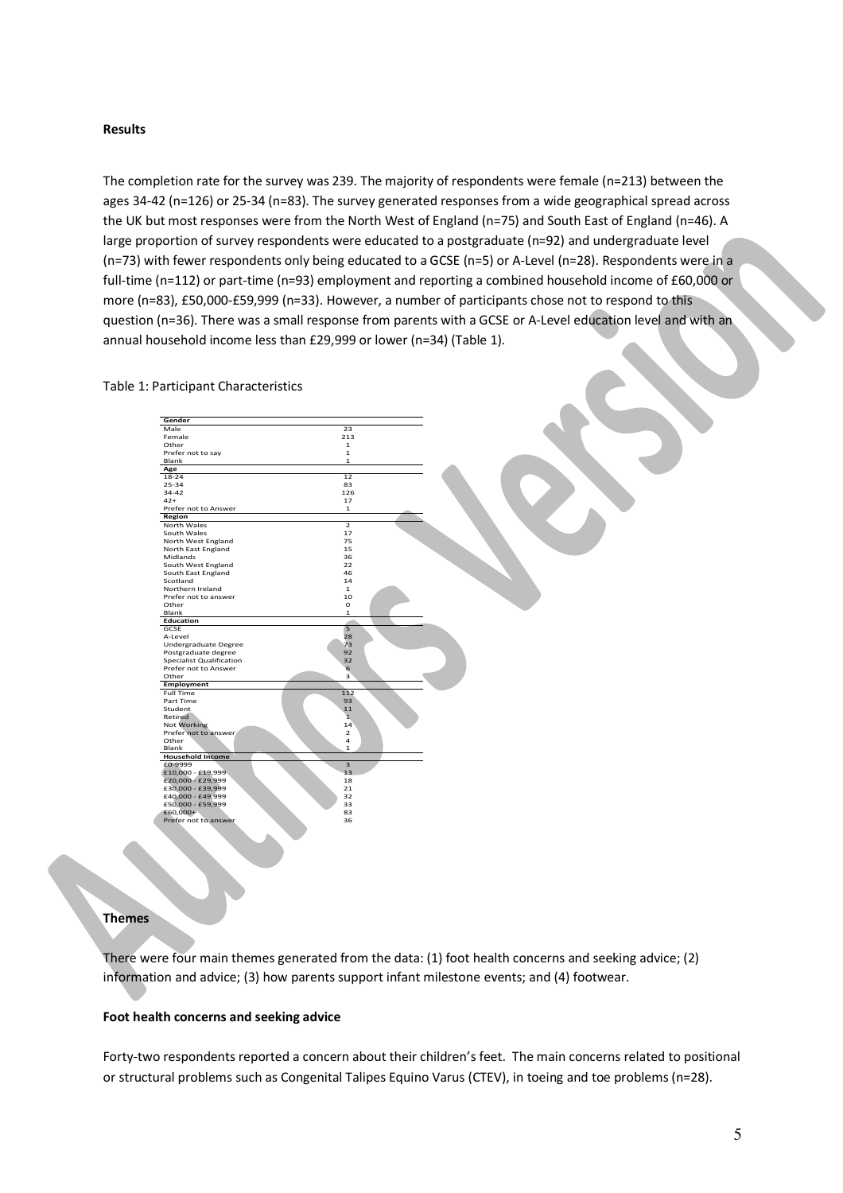**Results**

The completion rate for the survey was 239. The majority of respondents were female (n=213) between the ages 34-42 (n=126) or 25-34 (n=83). The survey generated responses from a wide geographical spread across the UK but most responses were from the North West of England (n=75) and South East of England (n=46). A large proportion of survey respondents were educated to a postgraduate (n=92) and undergraduate level (n=73) with fewer respondents only being educated to a GCSE (n=5) or A-Level (n=28). Respondents were in a full-time (n=112) or part-time (n=93) employment and reporting a combined household income of £60,000 or more (n=83), £50,000-£59,999 (n=33). However, a number of participants chose not to respond to this question (n=36). There was a small response from parents with a GCSE or A-Level education level and with an annual household income less than £29,999 or lower (n=34) (Table 1).

Table 1: Participant Characteristics

| | |
|---|---|
| **Gender** | |
| Male | 23 |
| Female | 213 |
| Other | 1 |
| Prefer not to say | 1 |
| Blank | 1 |
| **Age** | |
| 18-24 | 12 |
| 25-34 | 83 |
| 34-42 | 126 |
| 42+ | 17 |
| Prefer not to Answer | 1 |
| **Region** | |
| North Wales | 2 |
| South Wales | 17 |
| North West England | 75 |
| North East England | 15 |
| Midlands | 36 |
| South West England | 22 |
| South East England | 46 |
| Scotland | 14 |
| Northern Ireland | 1 |
| Prefer not to answer | 10 |
| Other | 0 |
| Blank | 1 |
| **Education** | |
| GCSE | 5 |
| A-Level | 28 |
| Undergraduate Degree | 73 |
| Postgraduate degree | 92 |
| Specialist Qualification | 32 |
| Prefer not to Answer | 6 |
| Other | 3 |
| **Employment** | |
| Full Time | 112 |
| Part Time | 93 |
| Student | 11 |
| Retired | 1 |
| Not Working | 14 |
| Prefer not to answer | 2 |
| Other | 4 |
| Blank | 1 |
| **Household Income** | |
| £0-9999 | 3 |
| £10,000 - £19,999 | 13 |
| £20,000 - £29,999 | 18 |
| £30,000 - £39,999 | 21 |
| £40,000 - £49,999 | 32 |
| £50,000 - £59,999 | 33 |
| £60,000+ | 83 |
| Prefer not to answer | 36 |

**Themes**

There were four main themes generated from the data: (1) foot health concerns and seeking advice; (2) information and advice; (3) how parents support infant milestone events; and (4) footwear.

**Foot health concerns and seeking advice**

Forty-two respondents reported a concern about their children's feet. The main concerns related to positional or structural problems such as Congenital Talipes Equino Varus (CTEV), in toeing and toe problems (n=28).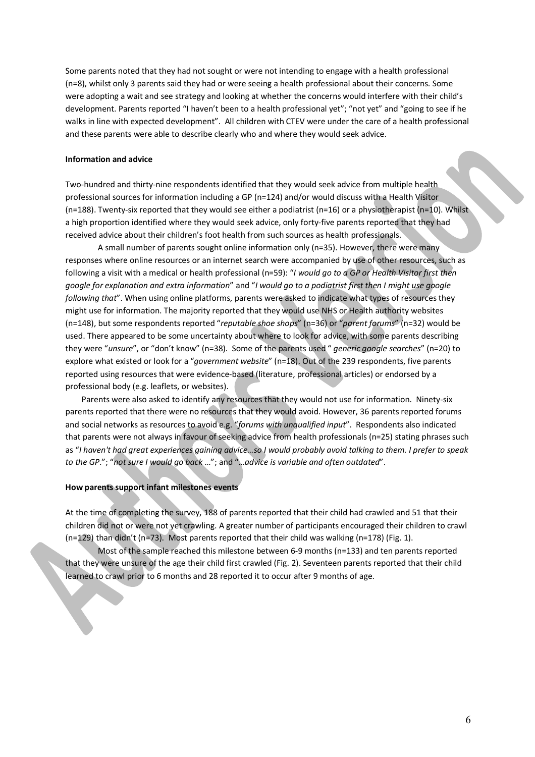Some parents noted that they had not sought or were not intending to engage with a health professional (n=8), whilst only 3 parents said they had or were seeing a health professional about their concerns. Some were adopting a wait and see strategy and looking at whether the concerns would interfere with their child's development. Parents reported "I haven't been to a health professional yet"; "not yet" and "going to see if he walks in line with expected development". All children with CTEV were under the care of a health professional and these parents were able to describe clearly who and where they would seek advice.

**Information and advice**

Two-hundred and thirty-nine respondents identified that they would seek advice from multiple health professional sources for information including a GP (n=124) and/or would discuss with a Health Visitor (n=188). Twenty-six reported that they would see either a podiatrist (n=16) or a physiotherapist (n=10). Whilst a high proportion identified where they would seek advice, only forty-five parents reported that they had received advice about their children's foot health from such sources as health professionals.

A small number of parents sought online information only (n=35). However, there were many responses where online resources or an internet search were accompanied by use of other resources, such as following a visit with a medical or health professional (n=59): "*I would go to a GP or Health Visitor first then google for explanation and extra information*" and "*I would go to a podiatrist first then I might use google following that*". When using online platforms, parents were asked to indicate what types of resources they might use for information. The majority reported that they would use NHS or Health authority websites (n=148), but some respondents reported "*reputable shoe shops*" (n=36) or "*parent forums*" (n=32) would be used. There appeared to be some uncertainty about where to look for advice, with some parents describing they were "*unsure*", or "don't know" (n=38). Some of the parents used " *generic google searches*" (n=20) to explore what existed or look for a "*government website*" (n=18). Out of the 239 respondents, five parents reported using resources that were evidence-based (literature, professional articles) or endorsed by a professional body (e.g. leaflets, or websites).

Parents were also asked to identify any resources that they would not use for information. Ninety-six parents reported that there were no resources that they would avoid. However, 36 parents reported forums and social networks as resources to avoid e.g. "*forums with unqualified input*". Respondents also indicated that parents were not always in favour of seeking advice from health professionals (n=25) stating phrases such as "*I haven't had great experiences gaining advice…so I would probably avoid talking to them. I prefer to speak to the GP.*"; "*not sure I would go back …*"; and "*…advice is variable and often outdated*".

**How parents support infant milestones events**

At the time of completing the survey, 188 of parents reported that their child had crawled and 51 that their children did not or were not yet crawling. A greater number of participants encouraged their children to crawl (n=129) than didn't (n=73). Most parents reported that their child was walking (n=178) (Fig. 1).

Most of the sample reached this milestone between 6-9 months (n=133) and ten parents reported that they were unsure of the age their child first crawled (Fig. 2). Seventeen parents reported that their child learned to crawl prior to 6 months and 28 reported it to occur after 9 months of age.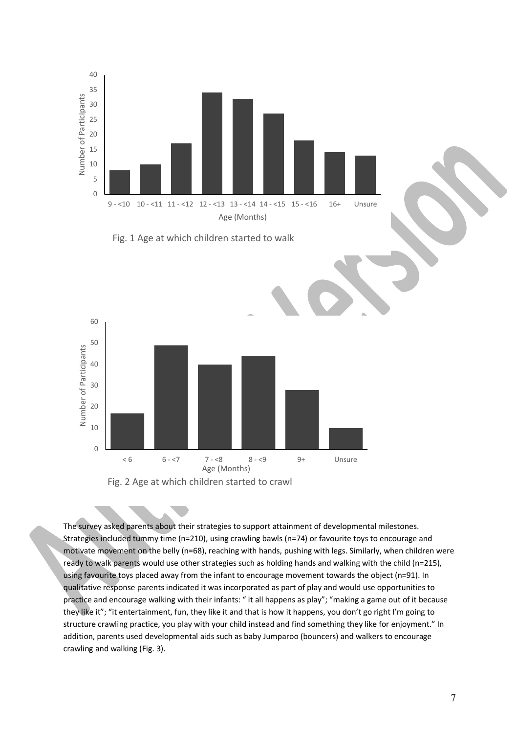Fig. 1 Age at which children started to walk

Fig. 2 Age at which children started to crawl

The survey asked parents about their strategies to support attainment of developmental milestones. Strategies included tummy time (n=210), using crawling bawls (n=74) or favourite toys to encourage and motivate movement on the belly (n=68), reaching with hands, pushing with legs. Similarly, when children were ready to walk parents would use other strategies such as holding hands and walking with the child (n=215), using favourite toys placed away from the infant to encourage movement towards the object (n=91). In qualitative response parents indicated it was incorporated as part of play and would use opportunities to practice and encourage walking with their infants: " it all happens as play"; "making a game out of it because they like it"; "it entertainment, fun, they like it and that is how it happens, you don't go right I'm going to structure crawling practice, you play with your child instead and find something they like for enjoyment." In addition, parents used developmental aids such as baby Jumparoo (bouncers) and walkers to encourage crawling and walking (Fig. 3).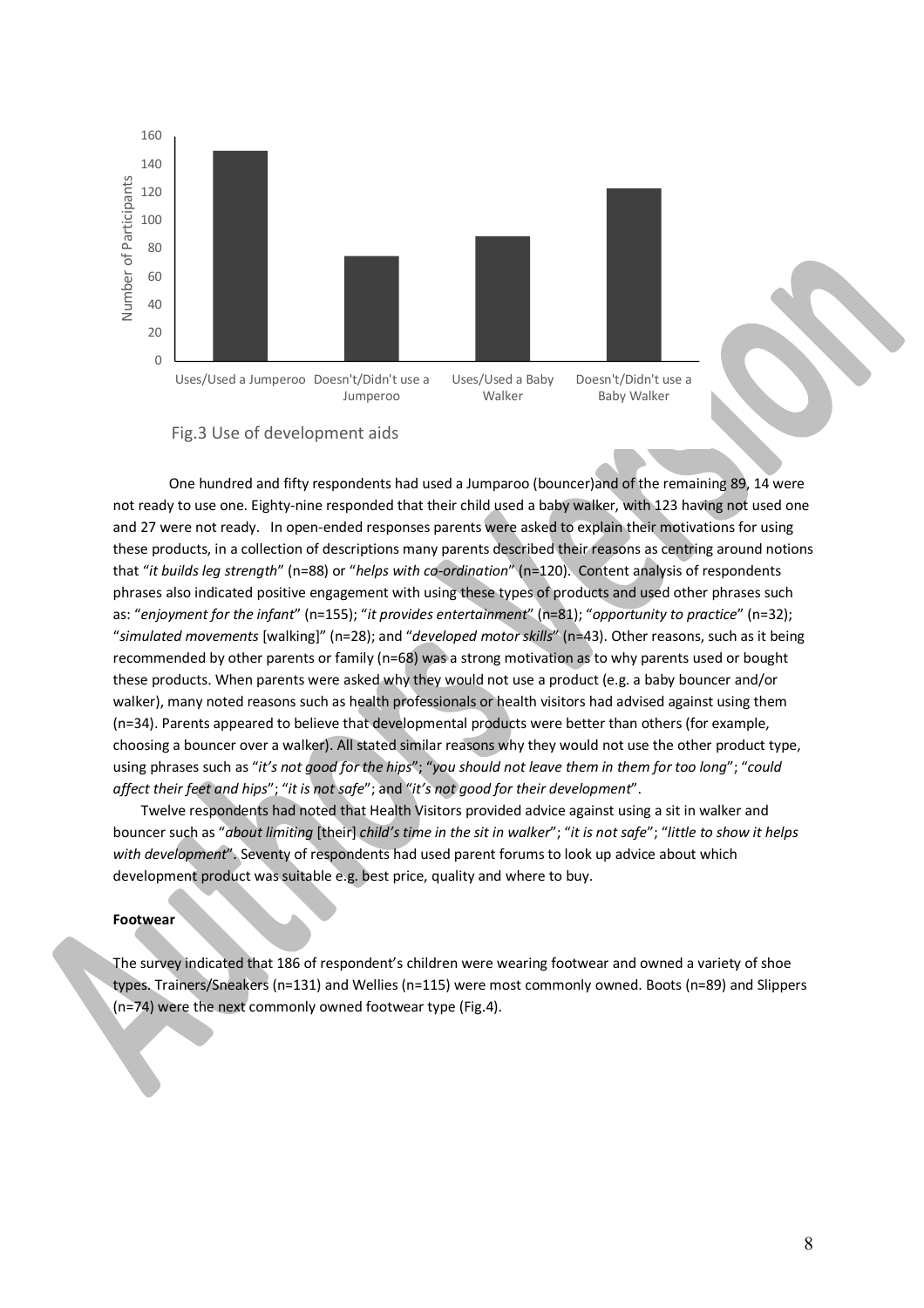Fig.3 Use of development aids

One hundred and fifty respondents had used a Jumparoo (bouncer)and of the remaining 89, 14 were not ready to use one. Eighty-nine responded that their child used a baby walker, with 123 having not used one and 27 were not ready. In open-ended responses parents were asked to explain their motivations for using these products, in a collection of descriptions many parents described their reasons as centring around notions that "*it builds leg strength*" (n=88) or "*helps with co-ordination*" (n=120). Content analysis of respondents phrases also indicated positive engagement with using these types of products and used other phrases such as: "*enjoyment for the infant*" (n=155); "*it provides entertainment*" (n=81); "*opportunity to practice*" (n=32); "*simulated movements* [walking]" (n=28); and "*developed motor skills*" (n=43). Other reasons, such as it being recommended by other parents or family (n=68) was a strong motivation as to why parents used or bought these products. When parents were asked why they would not use a product (e.g. a baby bouncer and/or walker), many noted reasons such as health professionals or health visitors had advised against using them (n=34). Parents appeared to believe that developmental products were better than others (for example, choosing a bouncer over a walker). All stated similar reasons why they would not use the other product type, using phrases such as "*it's not good for the hips*"; "*you should not leave them in them for too long*"; "*could affect their feet and hips*"; "*it is not safe*"; and "*it's not good for their development*".

Twelve respondents had noted that Health Visitors provided advice against using a sit in walker and bouncer such as "*about limiting* [their] *child's time in the sit in walker*"; "*it is not safe*"; "*little to show it helps with development*". Seventy of respondents had used parent forums to look up advice about which development product was suitable e.g. best price, quality and where to buy.

**Footwear**

The survey indicated that 186 of respondent's children were wearing footwear and owned a variety of shoe types. Trainers/Sneakers (n=131) and Wellies (n=115) were most commonly owned. Boots (n=89) and Slippers (n=74) were the next commonly owned footwear type (Fig.4).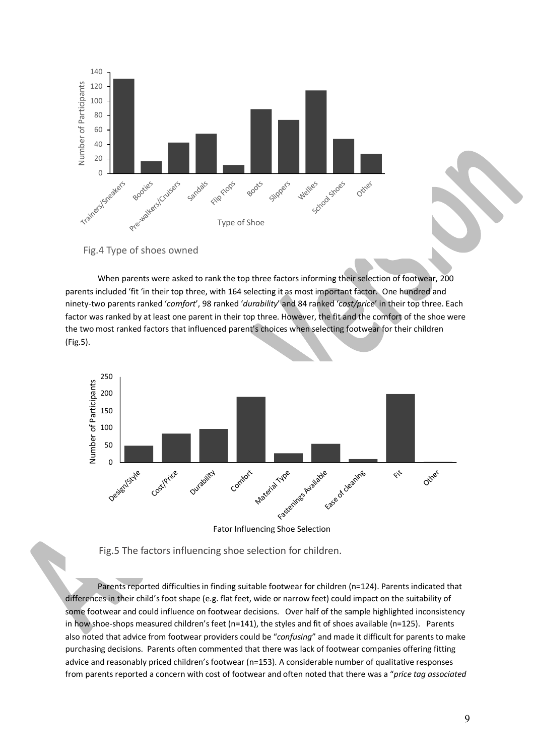Fig.4 Type of shoes owned

When parents were asked to rank the top three factors informing their selection of footwear, 200 parents included 'fit 'in their top three, with 164 selecting it as most important factor. One hundred and ninety-two parents ranked '*comfort*', 98 ranked '*durability*' and 84 ranked '*cost/price*' in their top three. Each factor was ranked by at least one parent in their top three. However, the fit and the comfort of the shoe were the two most ranked factors that influenced parent's choices when selecting footwear for their children (Fig.5).

Fig.5 The factors influencing shoe selection for children.

Parents reported difficulties in finding suitable footwear for children (n=124). Parents indicated that differences in their child's foot shape (e.g. flat feet, wide or narrow feet) could impact on the suitability of some footwear and could influence on footwear decisions. Over half of the sample highlighted inconsistency in how shoe-shops measured children's feet (n=141), the styles and fit of shoes available (n=125). Parents also noted that advice from footwear providers could be "*confusing*" and made it difficult for parents to make purchasing decisions. Parents often commented that there was lack of footwear companies offering fitting advice and reasonably priced children's footwear (n=153). A considerable number of qualitative responses from parents reported a concern with cost of footwear and often noted that there was a "*price tag associated*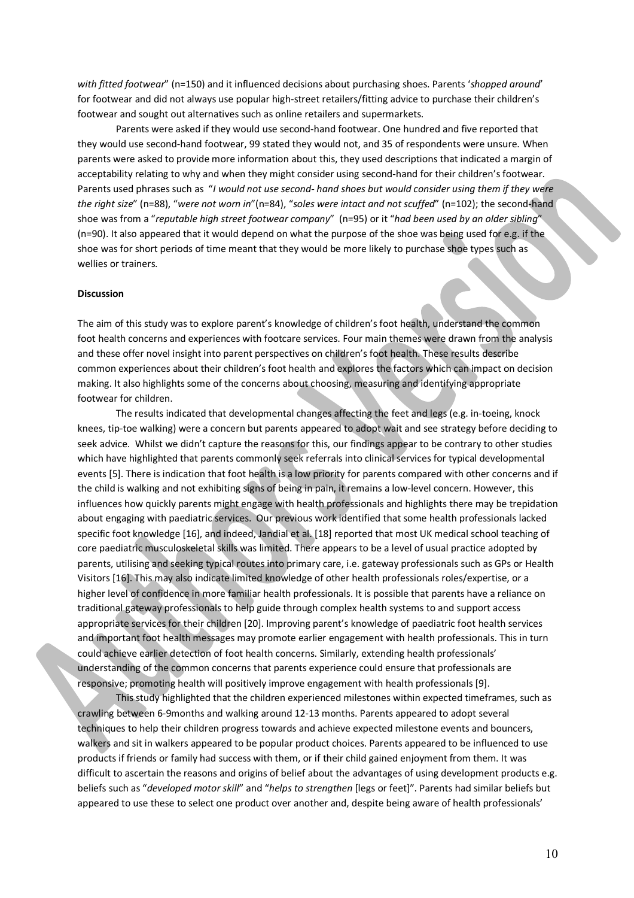*with fitted footwear*" (n=150) and it influenced decisions about purchasing shoes. Parents '*shopped around*' for footwear and did not always use popular high-street retailers/fitting advice to purchase their children's footwear and sought out alternatives such as online retailers and supermarkets.

Parents were asked if they would use second-hand footwear. One hundred and five reported that they would use second-hand footwear, 99 stated they would not, and 35 of respondents were unsure. When parents were asked to provide more information about this, they used descriptions that indicated a margin of acceptability relating to why and when they might consider using second-hand for their children's footwear. Parents used phrases such as "*I would not use second- hand shoes but would consider using them if they were the right size*" (n=88), "*were not worn in*"(n=84), "*soles were intact and not scuffed*" (n=102); the second-hand shoe was from a "*reputable high street footwear company*" (n=95) or it "*had been used by an older sibling*" (n=90). It also appeared that it would depend on what the purpose of the shoe was being used for e.g. if the shoe was for short periods of time meant that they would be more likely to purchase shoe types such as wellies or trainers.

**Discussion**

The aim of this study was to explore parent's knowledge of children's foot health, understand the common foot health concerns and experiences with footcare services. Four main themes were drawn from the analysis and these offer novel insight into parent perspectives on children's foot health. These results describe common experiences about their children's foot health and explores the factors which can impact on decision making. It also highlights some of the concerns about choosing, measuring and identifying appropriate footwear for children.

The results indicated that developmental changes affecting the feet and legs (e.g. in-toeing, knock knees, tip-toe walking) were a concern but parents appeared to adopt wait and see strategy before deciding to seek advice. Whilst we didn't capture the reasons for this, our findings appear to be contrary to other studies which have highlighted that parents commonly seek referrals into clinical services for typical developmental events [5]. There is indication that foot health is a low priority for parents compared with other concerns and if the child is walking and not exhibiting signs of being in pain, it remains a low-level concern. However, this influences how quickly parents might engage with health professionals and highlights there may be trepidation about engaging with paediatric services. Our previous work identified that some health professionals lacked specific foot knowledge [16], and indeed, Jandial et al. [18] reported that most UK medical school teaching of core paediatric musculoskeletal skills was limited. There appears to be a level of usual practice adopted by parents, utilising and seeking typical routes into primary care, i.e. gateway professionals such as GPs or Health Visitors [16]. This may also indicate limited knowledge of other health professionals roles/expertise, or a higher level of confidence in more familiar health professionals. It is possible that parents have a reliance on traditional gateway professionals to help guide through complex health systems to and support access appropriate services for their children [20]. Improving parent's knowledge of paediatric foot health services and important foot health messages may promote earlier engagement with health professionals. This in turn could achieve earlier detection of foot health concerns. Similarly, extending health professionals' understanding of the common concerns that parents experience could ensure that professionals are responsive; promoting health will positively improve engagement with health professionals [9].

This study highlighted that the children experienced milestones within expected timeframes, such as crawling between 6-9months and walking around 12-13 months. Parents appeared to adopt several techniques to help their children progress towards and achieve expected milestone events and bouncers, walkers and sit in walkers appeared to be popular product choices. Parents appeared to be influenced to use products if friends or family had success with them, or if their child gained enjoyment from them. It was difficult to ascertain the reasons and origins of belief about the advantages of using development products e.g. beliefs such as "*developed motor skill*" and "*helps to strengthen* [legs or feet]". Parents had similar beliefs but appeared to use these to select one product over another and, despite being aware of health professionals'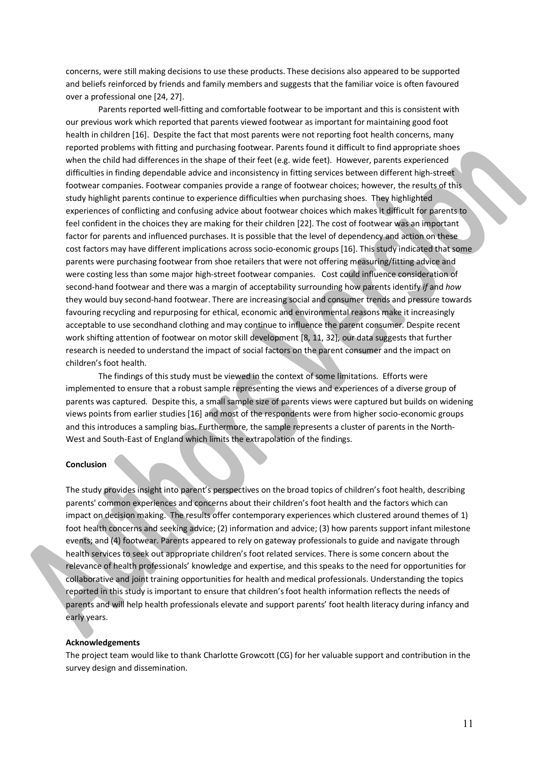concerns, were still making decisions to use these products. These decisions also appeared to be supported and beliefs reinforced by friends and family members and suggests that the familiar voice is often favoured over a professional one [24, 27].

Parents reported well-fitting and comfortable footwear to be important and this is consistent with our previous work which reported that parents viewed footwear as important for maintaining good foot health in children [16]. Despite the fact that most parents were not reporting foot health concerns, many reported problems with fitting and purchasing footwear. Parents found it difficult to find appropriate shoes when the child had differences in the shape of their feet (e.g. wide feet). However, parents experienced difficulties in finding dependable advice and inconsistency in fitting services between different high-street footwear companies. Footwear companies provide a range of footwear choices; however, the results of this study highlight parents continue to experience difficulties when purchasing shoes. They highlighted experiences of conflicting and confusing advice about footwear choices which makes it difficult for parents to feel confident in the choices they are making for their children [22]. The cost of footwear was an important factor for parents and influenced purchases. It is possible that the level of dependency and action on these cost factors may have different implications across socio-economic groups [16]. This study indicated that some parents were purchasing footwear from shoe retailers that were not offering measuring/fitting advice and were costing less than some major high-street footwear companies. Cost could influence consideration of second-hand footwear and there was a margin of acceptability surrounding how parents identify *if* and *how* they would buy second-hand footwear. There are increasing social and consumer trends and pressure towards favouring recycling and repurposing for ethical, economic and environmental reasons make it increasingly acceptable to use secondhand clothing and may continue to influence the parent consumer. Despite recent work shifting attention of footwear on motor skill development [8, 11, 32], our data suggests that further research is needed to understand the impact of social factors on the parent consumer and the impact on children's foot health.

The findings of this study must be viewed in the context of some limitations. Efforts were implemented to ensure that a robust sample representing the views and experiences of a diverse group of parents was captured. Despite this, a small sample size of parents views were captured but builds on widening views points from earlier studies [16] and most of the respondents were from higher socio-economic groups and this introduces a sampling bias. Furthermore, the sample represents a cluster of parents in the North-West and South-East of England which limits the extrapolation of the findings.

**Conclusion**

The study provides insight into parent's perspectives on the broad topics of children's foot health, describing parents' common experiences and concerns about their children's foot health and the factors which can impact on decision making. The results offer contemporary experiences which clustered around themes of 1) foot health concerns and seeking advice; (2) information and advice; (3) how parents support infant milestone events; and (4) footwear. Parents appeared to rely on gateway professionals to guide and navigate through health services to seek out appropriate children's foot related services. There is some concern about the relevance of health professionals' knowledge and expertise, and this speaks to the need for opportunities for collaborative and joint training opportunities for health and medical professionals. Understanding the topics reported in this study is important to ensure that children's foot health information reflects the needs of parents and will help health professionals elevate and support parents' foot health literacy during infancy and early years.

**Acknowledgements**

The project team would like to thank Charlotte Growcott (CG) for her valuable support and contribution in the survey design and dissemination.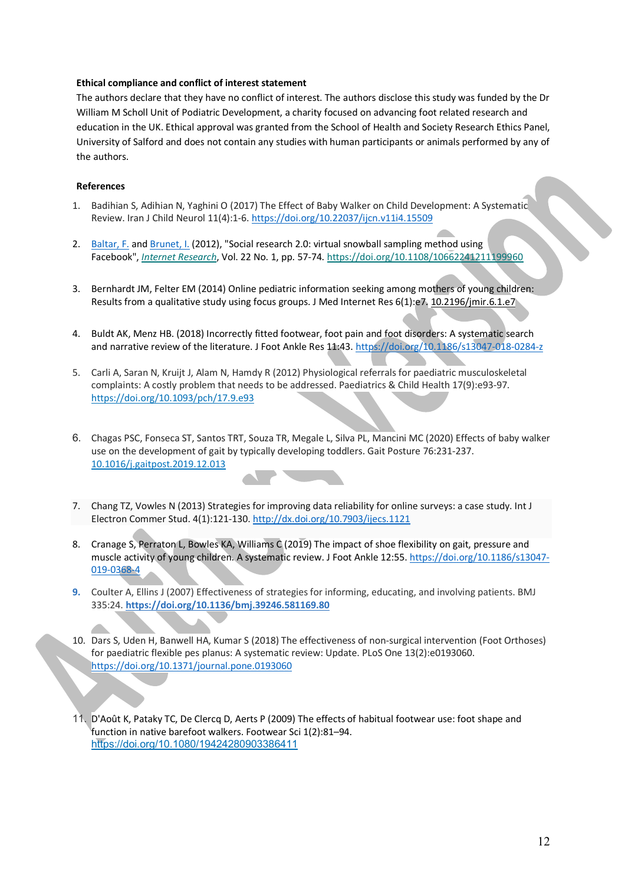**Ethical compliance and conflict of interest statement**

The authors declare that they have no conflict of interest. The authors disclose this study was funded by the Dr William M Scholl Unit of Podiatric Development, a charity focused on advancing foot related research and education in the UK. Ethical approval was granted from the School of Health and Society Research Ethics Panel, University of Salford and does not contain any studies with human participants or animals performed by any of the authors.

**References**

1. Badihian S, Adihian N, Yaghini O (2017) The Effect of Baby Walker on Child Development: A Systematic Review. Iran J Child Neurol 11(4):1-6. https://doi.org/10.22037/ijcn.v11i4.15509

2. Baltar, F. and Brunet, I. (2012), "Social research 2.0: virtual snowball sampling method using Facebook", *Internet Research*, Vol. 22 No. 1, pp. 57-74. https://doi.org/10.1108/10662241211199960

3. Bernhardt JM, Felter EM (2014) Online pediatric information seeking among mothers of young children: Results from a qualitative study using focus groups. J Med Internet Res 6(1):e7. 10.2196/jmir.6.1.e7

4. Buldt AK, Menz HB. (2018) Incorrectly fitted footwear, foot pain and foot disorders: A systematic search and narrative review of the literature. J Foot Ankle Res 11:43. https://doi.org/10.1186/s13047-018-0284-z

5. Carli A, Saran N, Kruijt J, Alam N, Hamdy R (2012) Physiological referrals for paediatric musculoskeletal complaints: A costly problem that needs to be addressed. Paediatrics & Child Health 17(9):e93-97. https://doi.org/10.1093/pch/17.9.e93

6. Chagas PSC, Fonseca ST, Santos TRT, Souza TR, Megale L, Silva PL, Mancini MC (2020) Effects of baby walker use on the development of gait by typically developing toddlers. Gait Posture 76:231-237. 10.1016/j.gaitpost.2019.12.013

7. Chang TZ, Vowles N (2013) Strategies for improving data reliability for online surveys: a case study. Int J Electron Commer Stud. 4(1):121-130. http://dx.doi.org/10.7903/ijecs.1121

8. Cranage S, Perraton L, Bowles KA, Williams C (2019) The impact of shoe flexibility on gait, pressure and muscle activity of young children. A systematic review. J Foot Ankle 12:55. https://doi.org/10.1186/s13047-019-0368-4

9. Coulter A, Ellins J (2007) Effectiveness of strategies for informing, educating, and involving patients. BMJ 335:24. **https://doi.org/10.1136/bmj.39246.581169.80**

10. Dars S, Uden H, Banwell HA, Kumar S (2018) The effectiveness of non-surgical intervention (Foot Orthoses) for paediatric flexible pes planus: A systematic review: Update. PLoS One 13(2):e0193060. https://doi.org/10.1371/journal.pone.0193060

11. D'Août K, Pataky TC, De Clercq D, Aerts P (2009) The effects of habitual footwear use: foot shape and function in native barefoot walkers. Footwear Sci 1(2):81–94. https://doi.org/10.1080/19424280903386411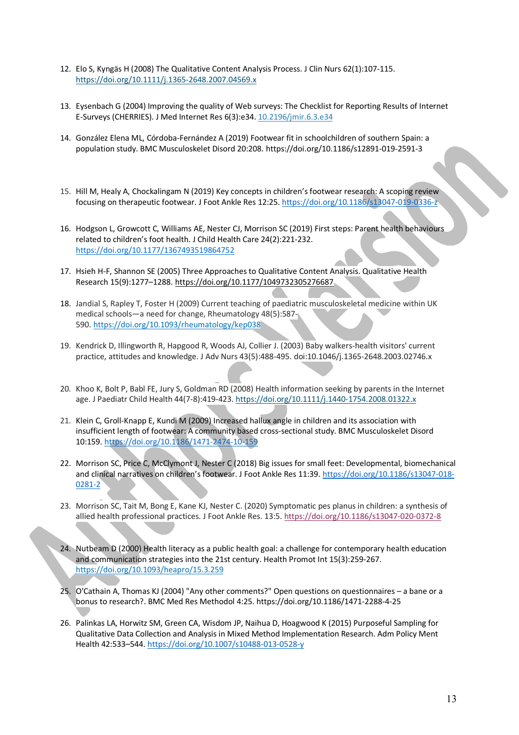12. Elo S, Kyngäs H (2008) The Qualitative Content Analysis Process. J Clin Nurs 62(1):107-115. https://doi.org/10.1111/j.1365-2648.2007.04569.x

13. Eysenbach G (2004) Improving the quality of Web surveys: The Checklist for Reporting Results of Internet E-Surveys (CHERRIES). J Med Internet Res 6(3):e34. 10.2196/jmir.6.3.e34

14. González Elena ML, Córdoba-Fernández A (2019) Footwear fit in schoolchildren of southern Spain: a population study. BMC Musculoskelet Disord 20:208. https://doi.org/10.1186/s12891-019-2591-3

15. Hill M, Healy A, Chockalingam N (2019) Key concepts in children's footwear research: A scoping review focusing on therapeutic footwear. J Foot Ankle Res 12:25. https://doi.org/10.1186/s13047-019-0336-z

16. Hodgson L, Growcott C, Williams AE, Nester CJ, Morrison SC (2019) First steps: Parent health behaviours related to children's foot health. J Child Health Care 24(2):221-232. https://doi.org/10.1177/1367493519864752

17. Hsieh H-F, Shannon SE (2005) Three Approaches to Qualitative Content Analysis. Qualitative Health Research 15(9):1277–1288. https://doi.org/10.1177/1049732305276687

18. Jandial S, Rapley T, Foster H (2009) Current teaching of paediatric musculoskeletal medicine within UK medical schools—a need for change, Rheumatology 48(5):587-590. https://doi.org/10.1093/rheumatology/kep038

19. Kendrick D, Illingworth R, Hapgood R, Woods AJ, Collier J. (2003) Baby walkers-health visitors' current practice, attitudes and knowledge. J Adv Nurs 43(5):488-495. doi:10.1046/j.1365-2648.2003.02746.x

20. Khoo K, Bolt P, Babl FE, Jury S, Goldman RD (2008) Health information seeking by parents in the Internet age. J Paediatr Child Health 44(7-8):419-423. https://doi.org/10.1111/j.1440-1754.2008.01322.x

21. Klein C, Groll-Knapp E, Kundi M (2009) Increased hallux angle in children and its association with insufficient length of footwear: A community based cross-sectional study. BMC Musculoskelet Disord 10:159. https://doi.org/10.1186/1471-2474-10-159

22. Morrison SC, Price C, McClymont J, Nester C (2018) Big issues for small feet: Developmental, biomechanical and clinical narratives on children's footwear. J Foot Ankle Res 11:39. https://doi.org/10.1186/s13047-018-0281-2

23. Morrison SC, Tait M, Bong E, Kane KJ, Nester C. (2020) Symptomatic pes planus in children: a synthesis of allied health professional practices. J Foot Ankle Res. 13:5. https://doi.org/10.1186/s13047-020-0372-8

24. Nutbeam D (2000) Health literacy as a public health goal: a challenge for contemporary health education and communication strategies into the 21st century. Health Promot Int 15(3):259-267. https://doi.org/10.1093/heapro/15.3.259

25. O'Cathain A, Thomas KJ (2004) "Any other comments?" Open questions on questionnaires – a bane or a bonus to research?. BMC Med Res Methodol 4:25. https://doi.org/10.1186/1471-2288-4-25

26. Palinkas LA, Horwitz SM, Green CA, Wisdom JP, Naihua D, Hoagwood K (2015) Purposeful Sampling for Qualitative Data Collection and Analysis in Mixed Method Implementation Research. Adm Policy Ment Health 42:533–544. https://doi.org/10.1007/s10488-013-0528-y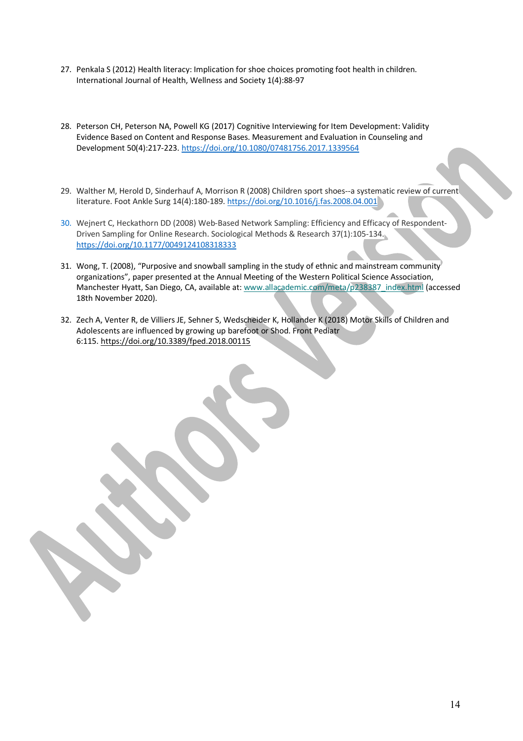27. Penkala S (2012) Health literacy: Implication for shoe choices promoting foot health in children. International Journal of Health, Wellness and Society 1(4):88-97

28. Peterson CH, Peterson NA, Powell KG (2017) Cognitive Interviewing for Item Development: Validity Evidence Based on Content and Response Bases. Measurement and Evaluation in Counseling and Development 50(4):217-223. https://doi.org/10.1080/07481756.2017.1339564

29. Walther M, Herold D, Sinderhauf A, Morrison R (2008) Children sport shoes--a systematic review of current literature. Foot Ankle Surg 14(4):180-189. https://doi.org/10.1016/j.fas.2008.04.001

30. Wejnert C, Heckathorn DD (2008) Web-Based Network Sampling: Efficiency and Efficacy of Respondent-Driven Sampling for Online Research. Sociological Methods & Research 37(1):105-134. https://doi.org/10.1177/0049124108318333

31. Wong, T. (2008), "Purposive and snowball sampling in the study of ethnic and mainstream community organizations", paper presented at the Annual Meeting of the Western Political Science Association, Manchester Hyatt, San Diego, CA, available at: www.allacademic.com/meta/p238387_index.html (accessed 18th November 2020).

32. Zech A, Venter R, de Villiers JE, Sehner S, Wedscheider K, Hollander K (2018) Motor Skills of Children and Adolescents are influenced by growing up barefoot or Shod. Front Pediatr 6:115. https://doi.org/10.3389/fped.2018.00115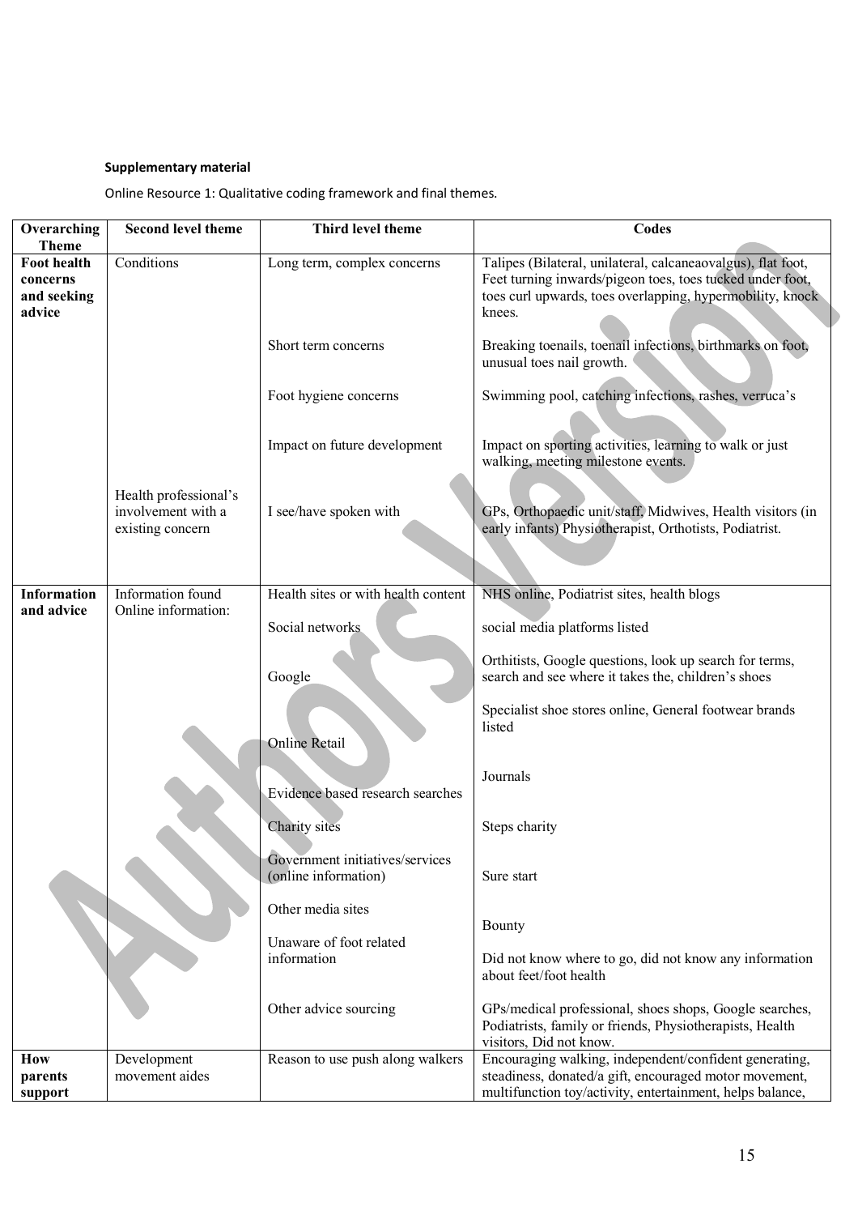**Supplementary material**

Online Resource 1: Qualitative coding framework and final themes.

| Overarching Theme | Second level theme | Third level theme | Codes |
|---|---|---|---|
| **Foot health concerns and seeking advice** | Conditions | Long term, complex concerns | Talipes (Bilateral, unilateral, calcaneaovalgus), flat foot, Feet turning inwards/pigeon toes, toes tucked under foot, toes curl upwards, toes overlapping, hypermobility, knock knees. |
| | | Short term concerns | Breaking toenails, toenail infections, birthmarks on foot, unusual toes nail growth. |
| | | Foot hygiene concerns | Swimming pool, catching infections, rashes, verruca's |
| | | Impact on future development | Impact on sporting activities, learning to walk or just walking, meeting milestone events. |
| | Health professional's involvement with a existing concern | I see/have spoken with | GPs, Orthopaedic unit/staff, Midwives, Health visitors (in early infants) Physiotherapist, Orthotists, Podiatrist. |
| **Information and advice** | Information found Online information: | Health sites or with health content | NHS online, Podiatrist sites, health blogs |
| | | Social networks | social media platforms listed |
| | | Google | Orthitists, Google questions, look up search for terms, search and see where it takes the, children's shoes |
| | | Online Retail | Specialist shoe stores online, General footwear brands listed |
| | | Evidence based research searches | Journals |
| | | Charity sites | Steps charity |
| | | Government initiatives/services (online information) | Sure start |
| | | Other media sites | Bounty |
| | | Unaware of foot related information | Did not know where to go, did not know any information about feet/foot health |
| | | Other advice sourcing | GPs/medical professional, shoes shops, Google searches, Podiatrists, family or friends, Physiotherapists, Health visitors, Did not know. |
| **How parents support** | Development movement aides | Reason to use push along walkers | Encouraging walking, independent/confident generating, steadiness, donated/a gift, encouraged motor movement, multifunction toy/activity, entertainment, helps balance, |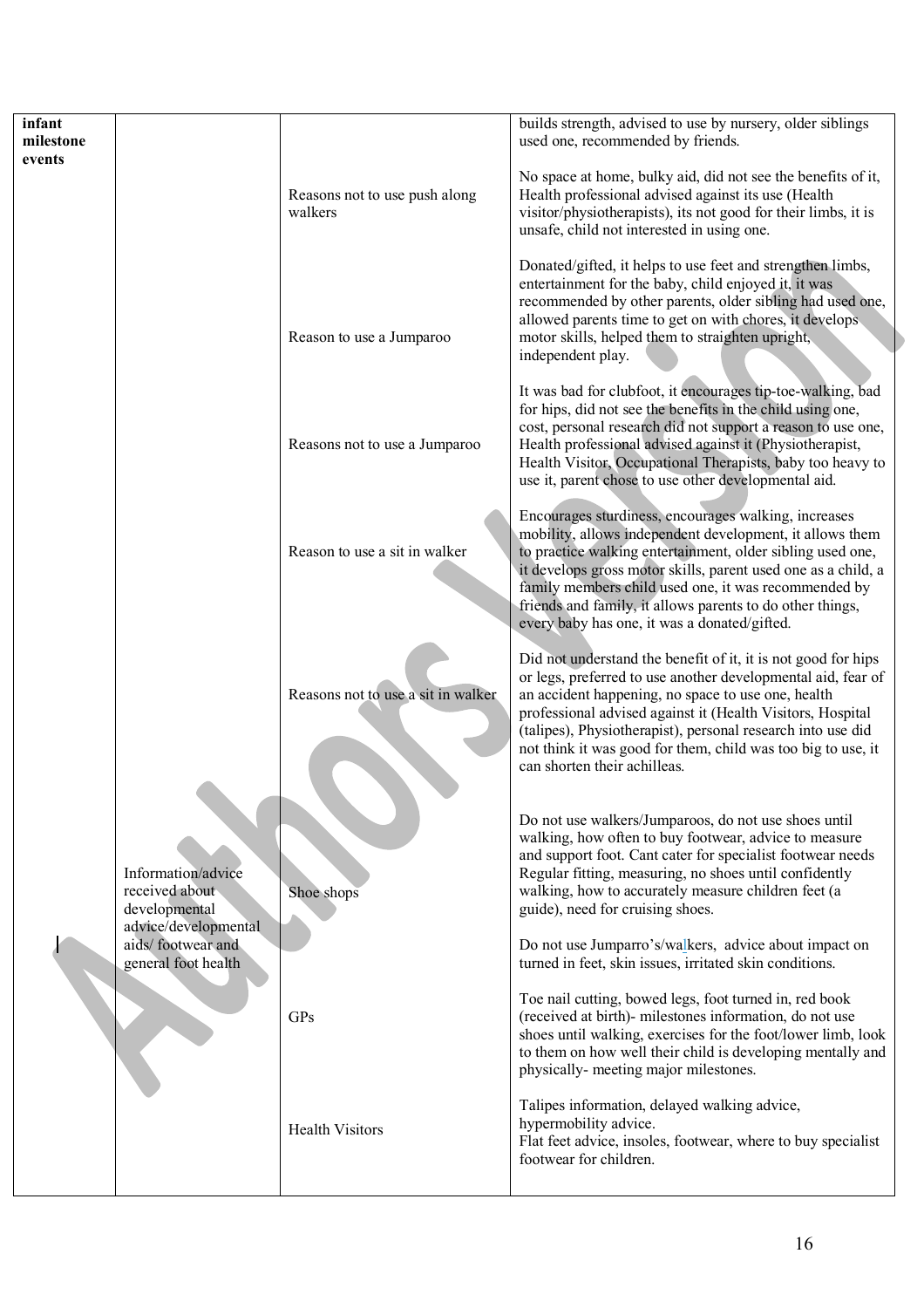| | | | |
|---|---|---|---|
| infant milestone events | | | builds strength, advised to use by nursery, older siblings used one, recommended by friends. |
| | | Reasons not to use push along walkers | No space at home, bulky aid, did not see the benefits of it, Health professional advised against its use (Health visitor/physiotherapists), its not good for their limbs, it is unsafe, child not interested in using one. |
| | | Reason to use a Jumparoo | Donated/gifted, it helps to use feet and strengthen limbs, entertainment for the baby, child enjoyed it, it was recommended by other parents, older sibling had used one, allowed parents time to get on with chores, it develops motor skills, helped them to straighten upright, independent play. |
| | | Reasons not to use a Jumparoo | It was bad for clubfoot, it encourages tip-toe-walking, bad for hips, did not see the benefits in the child using one, cost, personal research did not support a reason to use one, Health professional advised against it (Physiotherapist, Health Visitor, Occupational Therapists, baby too heavy to use it, parent chose to use other developmental aid. |
| | | Reason to use a sit in walker | Encourages sturdiness, encourages walking, increases mobility, allows independent development, it allows them to practice walking entertainment, older sibling used one, it develops gross motor skills, parent used one as a child, a family members child used one, it was recommended by friends and family, it allows parents to do other things, every baby has one, it was a donated/gifted. |
| | | Reasons not to use a sit in walker | Did not understand the benefit of it, it is not good for hips or legs, preferred to use another developmental aid, fear of an accident happening, no space to use one, health professional advised against it (Health Visitors, Hospital (talipes), Physiotherapist), personal research into use did not think it was good for them, child was too big to use, it can shorten their achilleas. |
| | Information/advice received about developmental advice/developmental aids/ footwear and general foot health | Shoe shops | Do not use walkers/Jumparoos, do not use shoes until walking, how often to buy footwear, advice to measure and support foot. Cant cater for specialist footwear needs Regular fitting, measuring, no shoes until confidently walking, how to accurately measure children feet (a guide), need for cruising shoes.<br><br>Do not use Jumparro's/walkers, advice about impact on turned in feet, skin issues, irritated skin conditions. |
| | | GPs | Toe nail cutting, bowed legs, foot turned in, red book (received at birth)- milestones information, do not use shoes until walking, exercises for the foot/lower limb, look to them on how well their child is developing mentally and physically- meeting major milestones. |
| | | Health Visitors | Talipes information, delayed walking advice, hypermobility advice.<br>Flat feet advice, insoles, footwear, where to buy specialist footwear for children. |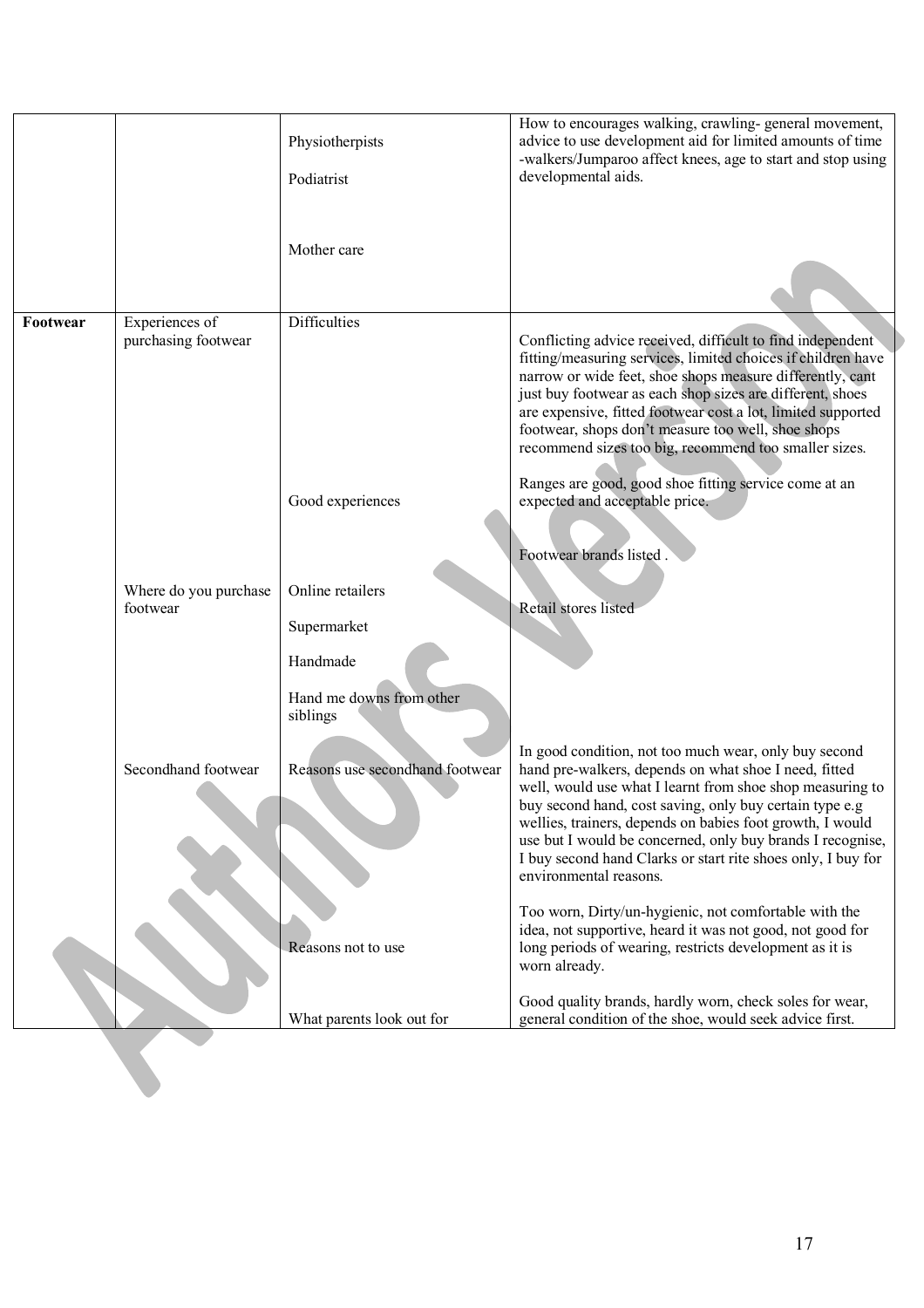| | | | |
|---|---|---|---|
| | | Physiotherpists<br><br>Podiatrist<br><br>Mother care | How to encourages walking, crawling- general movement, advice to use development aid for limited amounts of time -walkers/Jumparoo affect knees, age to start and stop using developmental aids. |
| **Footwear** | Experiences of purchasing footwear | Difficulties | Conflicting advice received, difficult to find independent fitting/measuring services, limited choices if children have narrow or wide feet, shoe shops measure differently, cant just buy footwear as each shop sizes are different, shoes are expensive, fitted footwear cost a lot, limited supported footwear, shops don't measure too well, shoe shops recommend sizes too big, recommend too smaller sizes. |
| | | Good experiences | Ranges are good, good shoe fitting service come at an expected and acceptable price.<br><br>Footwear brands listed . |
| | Where do you purchase footwear | Online retailers<br><br>Supermarket<br><br>Handmade<br><br>Hand me downs from other siblings | Retail stores listed |
| | Secondhand footwear | Reasons use secondhand footwear | In good condition, not too much wear, only buy second hand pre-walkers, depends on what shoe I need, fitted well, would use what I learnt from shoe shop measuring to buy second hand, cost saving, only buy certain type e.g wellies, trainers, depends on babies foot growth, I would use but I would be concerned, only buy brands I recognise, I buy second hand Clarks or start rite shoes only, I buy for environmental reasons. |
| | | Reasons not to use | Too worn, Dirty/un-hygienic, not comfortable with the idea, not supportive, heard it was not good, not good for long periods of wearing, restricts development as it is worn already. |
| | | What parents look out for | Good quality brands, hardly worn, check soles for wear, general condition of the shoe, would seek advice first. |